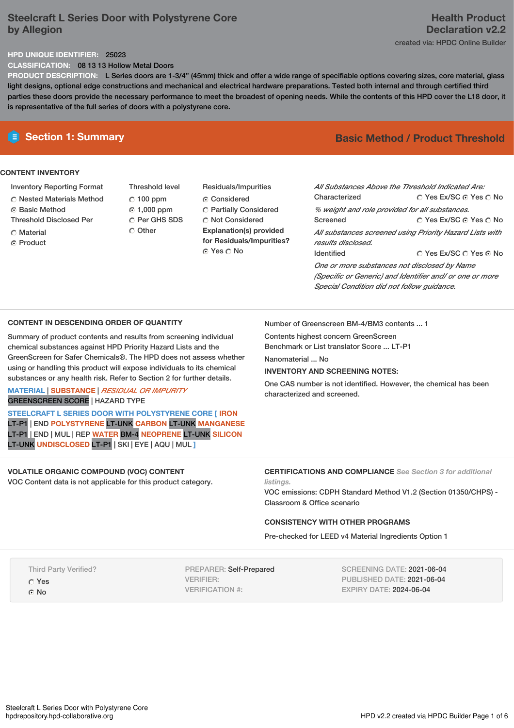# Steelcraft L Series Door with Polystyrene Core by Allegion

**Health Product Declaration v2.2**

created via: HPDC Online Builder

**HPD UNIQUE IDENTIFIER:** 25023

**CLASSIFICATION:** 08 13 13 Hollow Metal Doors

**PRODUCT DESCRIPTION:** L Series doors are 1-3/4" (45mm) thick and offer a wide range of specifiable options covering sizes, core material, glass light designs, optional edge constructions and mechanical and electrical hardware preparations. Tested both internal and through certified third parties these doors provide the necessary performance to meet the broadest of opening needs. While the contents of this HPD cover the L18 door, it is representative of the full series of doors with a polystyrene core.

## Section 1: Summary

**Basic Method / Product Threshold**

### CONTENT INVENTORY

**Inventory Reporting Format**
- ○ Nested Materials Method
- ● Basic Method

**Threshold Disclosed Per**
- ○ Material
- ● Product

**Threshold level**
- ○ 100 ppm
- ● 1,000 ppm
- ○ Per GHS SDS
- ○ Other

**Residuals/Impurities**
- ● Considered
- ○ Partially Considered
- ○ Not Considered

**Explanation(s) provided for Residuals/Impurities?**
● Yes ○ No

*All Substances Above the Threshold Indicated Are:*

Characterized ○ Yes Ex/SC ● Yes ○ No

*% weight and role provided for all substances.*

Screened ○ Yes Ex/SC ● Yes ○ No

*All substances screened using Priority Hazard Lists with results disclosed.*

Identified ○ Yes Ex/SC ○ Yes ● No

*One or more substances not disclosed by Name (Specific or Generic) and Identifier and/ or one or more Special Condition did not follow guidance.*

### CONTENT IN DESCENDING ORDER OF QUANTITY

Summary of product contents and results from screening individual chemical substances against HPD Priority Hazard Lists and the GreenScreen for Safer Chemicals®. The HPD does not assess whether using or handling this product will expose individuals to its chemical substances or any health risk. Refer to Section 2 for further details.

MATERIAL | SUBSTANCE | *RESIDUAL OR IMPURITY*
GREENSCREEN SCORE | HAZARD TYPE

**STEELCRAFT L SERIES DOOR WITH POLYSTYRENE CORE [** IRON LT-P1 | END POLYSTYRENE LT-UNK CARBON LT-UNK MANGANESE LT-P1 | END | MUL | REP WATER BM-4 NEOPRENE LT-UNK SILICON LT-UNK UNDISCLOSED LT-P1 | SKI | EYE | AQU | MUL **]**

Number of Greenscreen BM-4/BM3 contents ... 1

Contents highest concern GreenScreen Benchmark or List translator Score ... LT-P1

Nanomaterial ... No

**INVENTORY AND SCREENING NOTES:**

One CAS number is not identified. However, the chemical has been characterized and screened.

### VOLATILE ORGANIC COMPOUND (VOC) CONTENT

VOC Content data is not applicable for this product category.

### CERTIFICATIONS AND COMPLIANCE

*See Section 3 for additional listings.*

VOC emissions: CDPH Standard Method V1.2 (Section 01350/CHPS) - Classroom & Office scenario

### CONSISTENCY WITH OTHER PROGRAMS

Pre-checked for LEED v4 Material Ingredients Option 1

Third Party Verified?
- ○ Yes
- ● No

PREPARER: Self-Prepared
VERIFIER:
VERIFICATION #:

SCREENING DATE: 2021-06-04
PUBLISHED DATE: 2021-06-04
EXPIRY DATE: 2024-06-04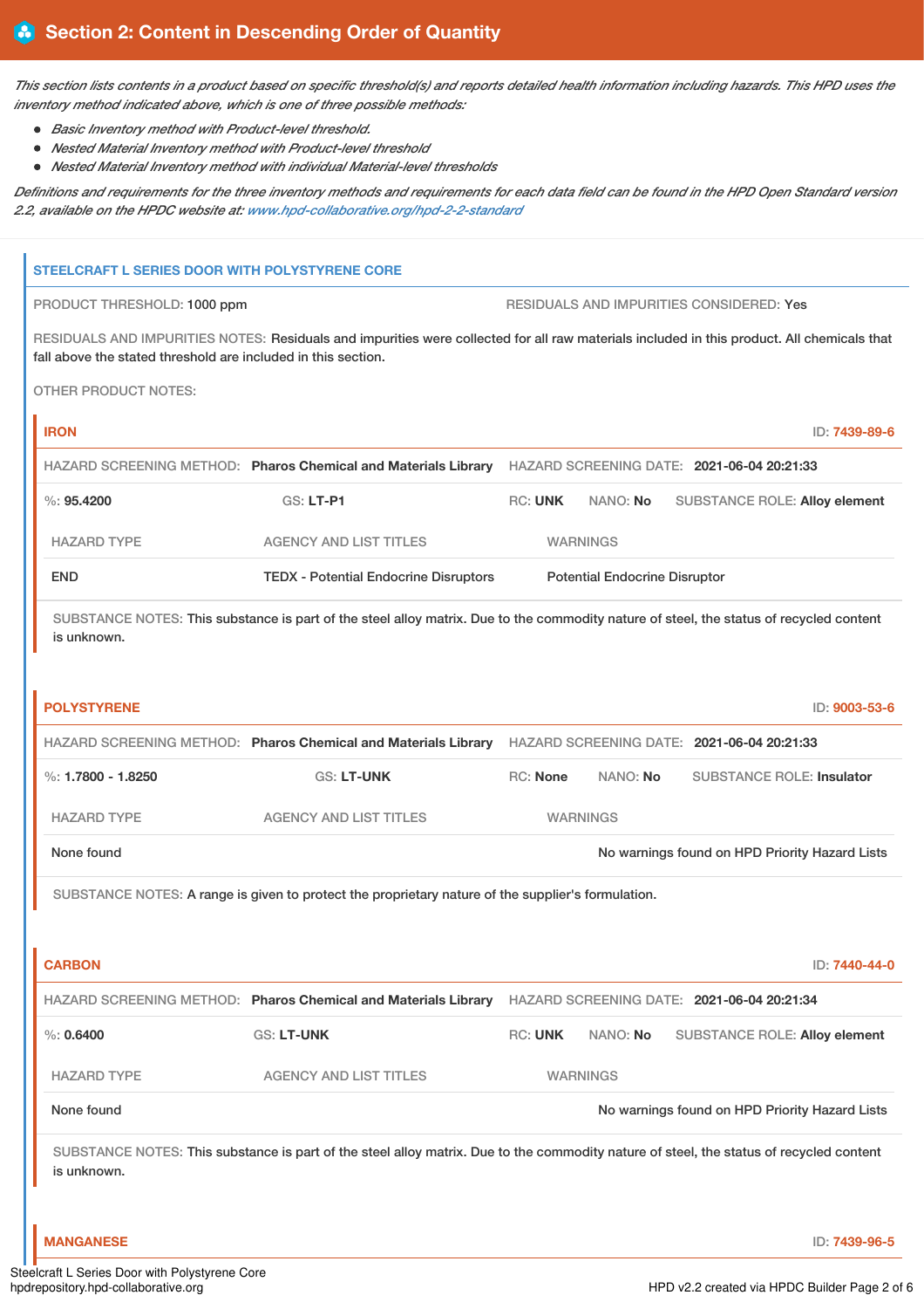## Section 2: Content in Descending Order of Quantity

*This section lists contents in a product based on specific threshold(s) and reports detailed health information including hazards. This HPD uses the inventory method indicated above, which is one of three possible methods:*

- *Basic Inventory method with Product-level threshold.*
- *Nested Material Inventory method with Product-level threshold*
- *Nested Material Inventory method with individual Material-level thresholds*

*Definitions and requirements for the three inventory methods and requirements for each data field can be found in the HPD Open Standard version 2.2, available on the HPDC website at: www.hpd-collaborative.org/hpd-2-2-standard*

### STEELCRAFT L SERIES DOOR WITH POLYSTYRENE CORE

PRODUCT THRESHOLD: 1000 ppm

RESIDUALS AND IMPURITIES CONSIDERED: Yes

RESIDUALS AND IMPURITIES NOTES: Residuals and impurities were collected for all raw materials included in this product. All chemicals that fall above the stated threshold are included in this section.

OTHER PRODUCT NOTES:

#### IRON

ID: 7439-89-6

HAZARD SCREENING METHOD: **Pharos Chemical and Materials Library** HAZARD SCREENING DATE: **2021-06-04 20:21:33**

%: **95.4200** GS: **LT-P1** RC: **UNK** NANO: **No** SUBSTANCE ROLE: **Alloy element**

| HAZARD TYPE | AGENCY AND LIST TITLES | WARNINGS |
|---|---|---|
| END | TEDX - Potential Endocrine Disruptors | Potential Endocrine Disruptor |

SUBSTANCE NOTES: This substance is part of the steel alloy matrix. Due to the commodity nature of steel, the status of recycled content is unknown.

#### POLYSTYRENE

ID: 9003-53-6

HAZARD SCREENING METHOD: **Pharos Chemical and Materials Library** HAZARD SCREENING DATE: **2021-06-04 20:21:33**

%: **1.7800 - 1.8250** GS: **LT-UNK** RC: **None** NANO: **No** SUBSTANCE ROLE: **Insulator**

| HAZARD TYPE | AGENCY AND LIST TITLES | WARNINGS |
|---|---|---|
| None found | | No warnings found on HPD Priority Hazard Lists |

SUBSTANCE NOTES: A range is given to protect the proprietary nature of the supplier's formulation.

#### CARBON

ID: 7440-44-0

HAZARD SCREENING METHOD: **Pharos Chemical and Materials Library** HAZARD SCREENING DATE: **2021-06-04 20:21:34**

%: **0.6400** GS: **LT-UNK** RC: **UNK** NANO: **No** SUBSTANCE ROLE: **Alloy element**

| HAZARD TYPE | AGENCY AND LIST TITLES | WARNINGS |
|---|---|---|
| None found | | No warnings found on HPD Priority Hazard Lists |

SUBSTANCE NOTES: This substance is part of the steel alloy matrix. Due to the commodity nature of steel, the status of recycled content is unknown.

#### MANGANESE

ID: 7439-96-5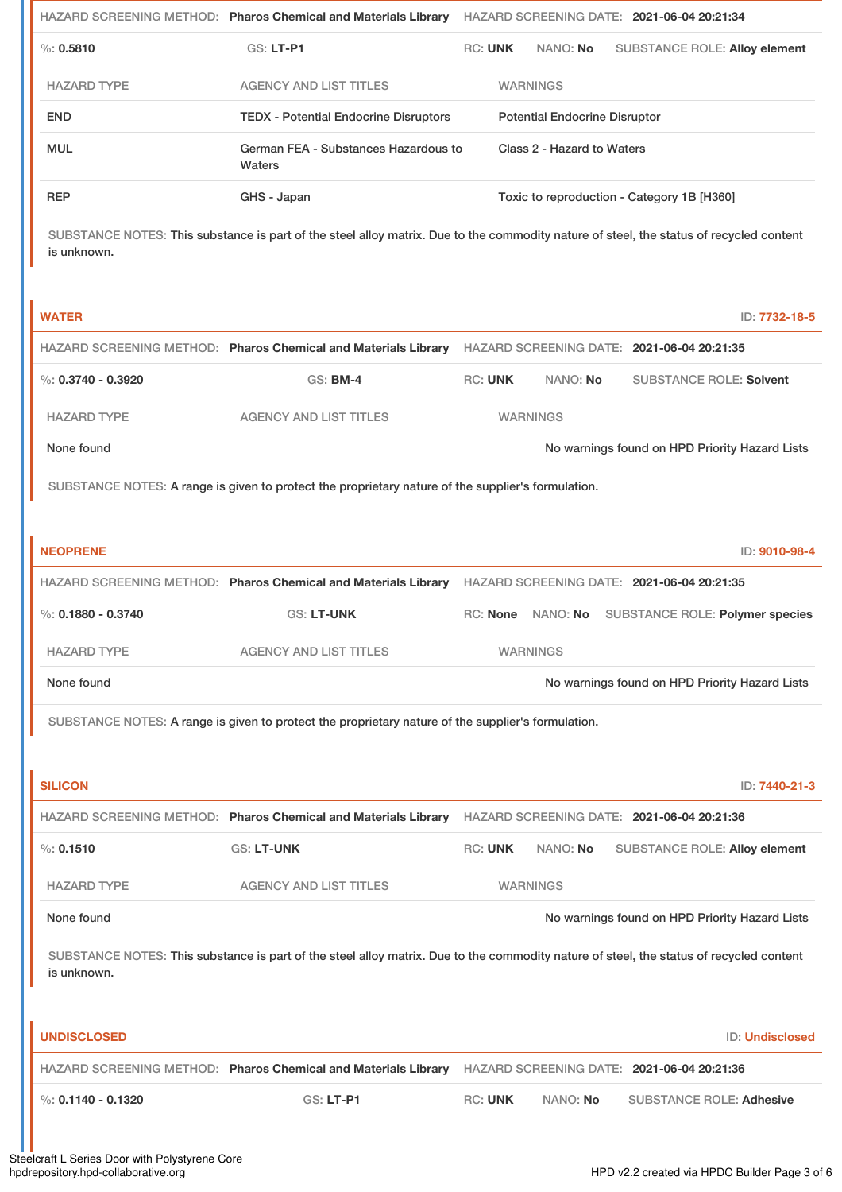HAZARD SCREENING METHOD: **Pharos Chemical and Materials Library** HAZARD SCREENING DATE: **2021-06-04 20:21:34**

%: **0.5810** GS: **LT-P1** RC: **UNK** NANO: **No** SUBSTANCE ROLE: **Alloy element**

| HAZARD TYPE | AGENCY AND LIST TITLES | WARNINGS |
| --- | --- | --- |
| END | TEDX - Potential Endocrine Disruptors | Potential Endocrine Disruptor |
| MUL | German FEA - Substances Hazardous to Waters | Class 2 - Hazard to Waters |
| REP | GHS - Japan | Toxic to reproduction - Category 1B [H360] |

SUBSTANCE NOTES: This substance is part of the steel alloy matrix. Due to the commodity nature of steel, the status of recycled content is unknown.

## WATER

ID: 7732-18-5

HAZARD SCREENING METHOD: **Pharos Chemical and Materials Library** HAZARD SCREENING DATE: **2021-06-04 20:21:35**

%: **0.3740 - 0.3920** GS: **BM-4** RC: **UNK** NANO: **No** SUBSTANCE ROLE: **Solvent**

| HAZARD TYPE | AGENCY AND LIST TITLES | WARNINGS |
| --- | --- | --- |
| None found | | No warnings found on HPD Priority Hazard Lists |

SUBSTANCE NOTES: A range is given to protect the proprietary nature of the supplier's formulation.

## NEOPRENE

ID: 9010-98-4

HAZARD SCREENING METHOD: **Pharos Chemical and Materials Library** HAZARD SCREENING DATE: **2021-06-04 20:21:35**

%: **0.1880 - 0.3740** GS: **LT-UNK** RC: **None** NANO: **No** SUBSTANCE ROLE: **Polymer species**

| HAZARD TYPE | AGENCY AND LIST TITLES | WARNINGS |
| --- | --- | --- |
| None found | | No warnings found on HPD Priority Hazard Lists |

SUBSTANCE NOTES: A range is given to protect the proprietary nature of the supplier's formulation.

## SILICON

ID: 7440-21-3

HAZARD SCREENING METHOD: **Pharos Chemical and Materials Library** HAZARD SCREENING DATE: **2021-06-04 20:21:36**

%: **0.1510** GS: **LT-UNK** RC: **UNK** NANO: **No** SUBSTANCE ROLE: **Alloy element**

| HAZARD TYPE | AGENCY AND LIST TITLES | WARNINGS |
| --- | --- | --- |
| None found | | No warnings found on HPD Priority Hazard Lists |

SUBSTANCE NOTES: This substance is part of the steel alloy matrix. Due to the commodity nature of steel, the status of recycled content is unknown.

## UNDISCLOSED

ID: Undisclosed

HAZARD SCREENING METHOD: **Pharos Chemical and Materials Library** HAZARD SCREENING DATE: **2021-06-04 20:21:36**

%: **0.1140 - 0.1320** GS: **LT-P1** RC: **UNK** NANO: **No** SUBSTANCE ROLE: **Adhesive**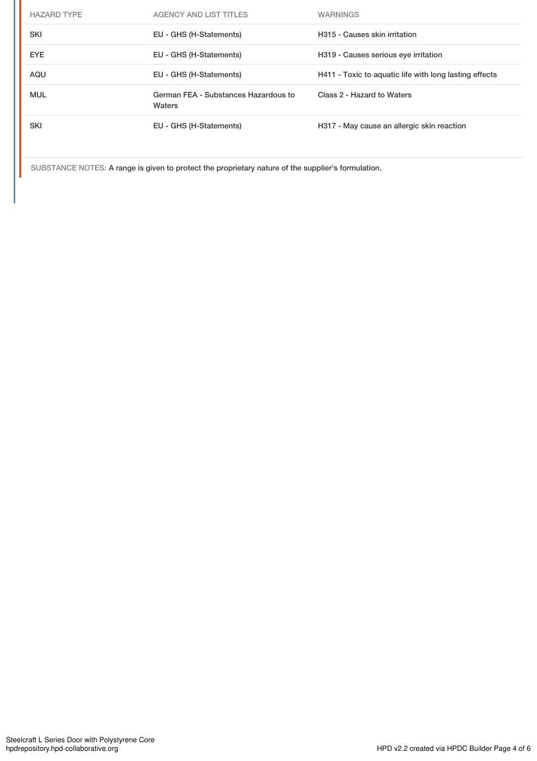| HAZARD TYPE | AGENCY AND LIST TITLES | WARNINGS |
|---|---|---|
| SKI | EU - GHS (H-Statements) | H315 - Causes skin irritation |
| EYE | EU - GHS (H-Statements) | H319 - Causes serious eye irritation |
| AQU | EU - GHS (H-Statements) | H411 - Toxic to aquatic life with long lasting effects |
| MUL | German FEA - Substances Hazardous to Waters | Class 2 - Hazard to Waters |
| SKI | EU - GHS (H-Statements) | H317 - May cause an allergic skin reaction |

SUBSTANCE NOTES: A range is given to protect the proprietary nature of the supplier's formulation.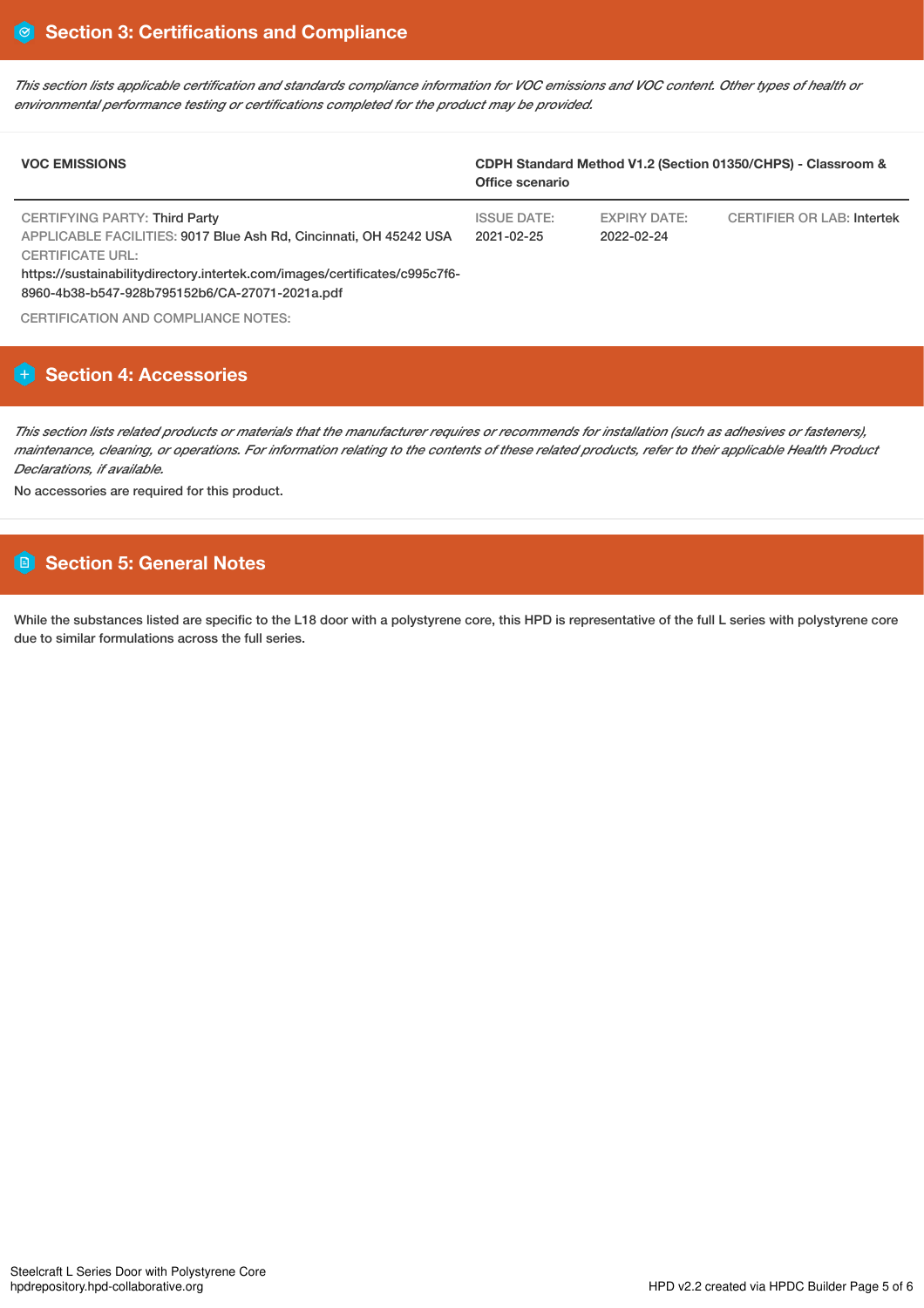## Section 3: Certifications and Compliance

*This section lists applicable certification and standards compliance information for VOC emissions and VOC content. Other types of health or environmental performance testing or certifications completed for the product may be provided.*

| VOC EMISSIONS | CDPH Standard Method V1.2 (Section 01350/CHPS) - Classroom & Office scenario | | |
|---|---|---|---|
| CERTIFYING PARTY: Third Party<br>APPLICABLE FACILITIES: 9017 Blue Ash Rd, Cincinnati, OH 45242 USA<br>CERTIFICATE URL:<br>https://sustainabilitydirectory.intertek.com/images/certificates/c995c7f6-8960-4b38-b547-928b795152b6/CA-27071-2021a.pdf | ISSUE DATE:<br>2021-02-25 | EXPIRY DATE:<br>2022-02-24 | CERTIFIER OR LAB: Intertek |

CERTIFICATION AND COMPLIANCE NOTES:

## Section 4: Accessories

*This section lists related products or materials that the manufacturer requires or recommends for installation (such as adhesives or fasteners), maintenance, cleaning, or operations. For information relating to the contents of these related products, refer to their applicable Health Product Declarations, if available.*

No accessories are required for this product.

## Section 5: General Notes

While the substances listed are specific to the L18 door with a polystyrene core, this HPD is representative of the full L series with polystyrene core due to similar formulations across the full series.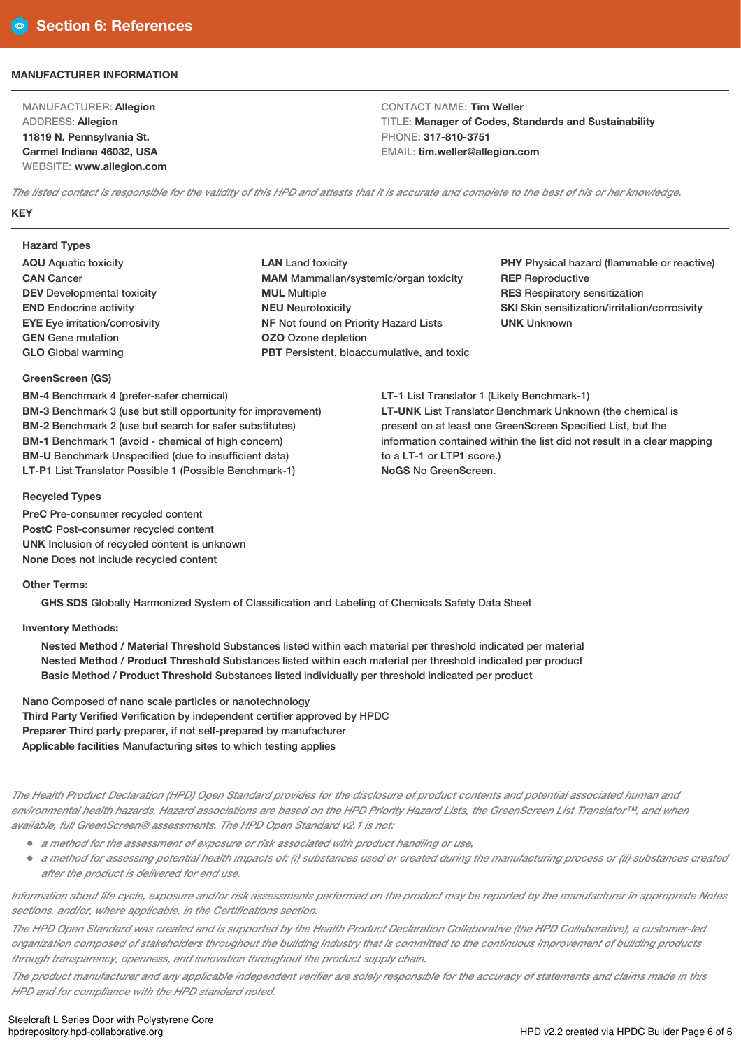## Section 6: References

### MANUFACTURER INFORMATION

MANUFACTURER: **Allegion**
ADDRESS: **Allegion**
**11819 N. Pennsylvania St.**
**Carmel Indiana 46032, USA**
WEBSITE: **www.allegion.com**

CONTACT NAME: **Tim Weller**
TITLE: **Manager of Codes, Standards and Sustainability**
PHONE: **317-810-3751**
EMAIL: **tim.weller@allegion.com**

*The listed contact is responsible for the validity of this HPD and attests that it is accurate and complete to the best of his or her knowledge.*

### KEY

**Hazard Types**

**AQU** Aquatic toxicity
**CAN** Cancer
**DEV** Developmental toxicity
**END** Endocrine activity
**EYE** Eye irritation/corrosivity
**GEN** Gene mutation
**GLO** Global warming
**LAN** Land toxicity
**MAM** Mammalian/systemic/organ toxicity
**MUL** Multiple
**NEU** Neurotoxicity
**NF** Not found on Priority Hazard Lists
**OZO** Ozone depletion
**PBT** Persistent, bioaccumulative, and toxic
**PHY** Physical hazard (flammable or reactive)
**REP** Reproductive
**RES** Respiratory sensitization
**SKI** Skin sensitization/irritation/corrosivity
**UNK** Unknown

**GreenScreen (GS)**

**BM-4** Benchmark 4 (prefer-safer chemical)
**BM-3** Benchmark 3 (use but still opportunity for improvement)
**BM-2** Benchmark 2 (use but search for safer substitutes)
**BM-1** Benchmark 1 (avoid - chemical of high concern)
**BM-U** Benchmark Unspecified (due to insufficient data)
**LT-P1** List Translator Possible 1 (Possible Benchmark-1)
**LT-1** List Translator 1 (Likely Benchmark-1)
**LT-UNK** List Translator Benchmark Unknown (the chemical is present on at least one GreenScreen Specified List, but the information contained within the list did not result in a clear mapping to a LT-1 or LTP1 score.)
**NoGS** No GreenScreen.

**Recycled Types**

**PreC** Pre-consumer recycled content
**PostC** Post-consumer recycled content
**UNK** Inclusion of recycled content is unknown
**None** Does not include recycled content

**Other Terms:**

**GHS SDS** Globally Harmonized System of Classification and Labeling of Chemicals Safety Data Sheet

**Inventory Methods:**

**Nested Method / Material Threshold** Substances listed within each material per threshold indicated per material
**Nested Method / Product Threshold** Substances listed within each material per threshold indicated per product
**Basic Method / Product Threshold** Substances listed individually per threshold indicated per product

**Nano** Composed of nano scale particles or nanotechnology
**Third Party Verified** Verification by independent certifier approved by HPDC
**Preparer** Third party preparer, if not self-prepared by manufacturer
**Applicable facilities** Manufacturing sites to which testing applies

*The Health Product Declaration (HPD) Open Standard provides for the disclosure of product contents and potential associated human and environmental health hazards. Hazard associations are based on the HPD Priority Hazard Lists, the GreenScreen List Translator™, and when available, full GreenScreen® assessments. The HPD Open Standard v2.1 is not:*

- *a method for the assessment of exposure or risk associated with product handling or use,*
- *a method for assessing potential health impacts of: (i) substances used or created during the manufacturing process or (ii) substances created after the product is delivered for end use.*

*Information about life cycle, exposure and/or risk assessments performed on the product may be reported by the manufacturer in appropriate Notes sections, and/or, where applicable, in the Certifications section.*

*The HPD Open Standard was created and is supported by the Health Product Declaration Collaborative (the HPD Collaborative), a customer-led organization composed of stakeholders throughout the building industry that is committed to the continuous improvement of building products through transparency, openness, and innovation throughout the product supply chain.*

*The product manufacturer and any applicable independent verifier are solely responsible for the accuracy of statements and claims made in this HPD and for compliance with the HPD standard noted.*